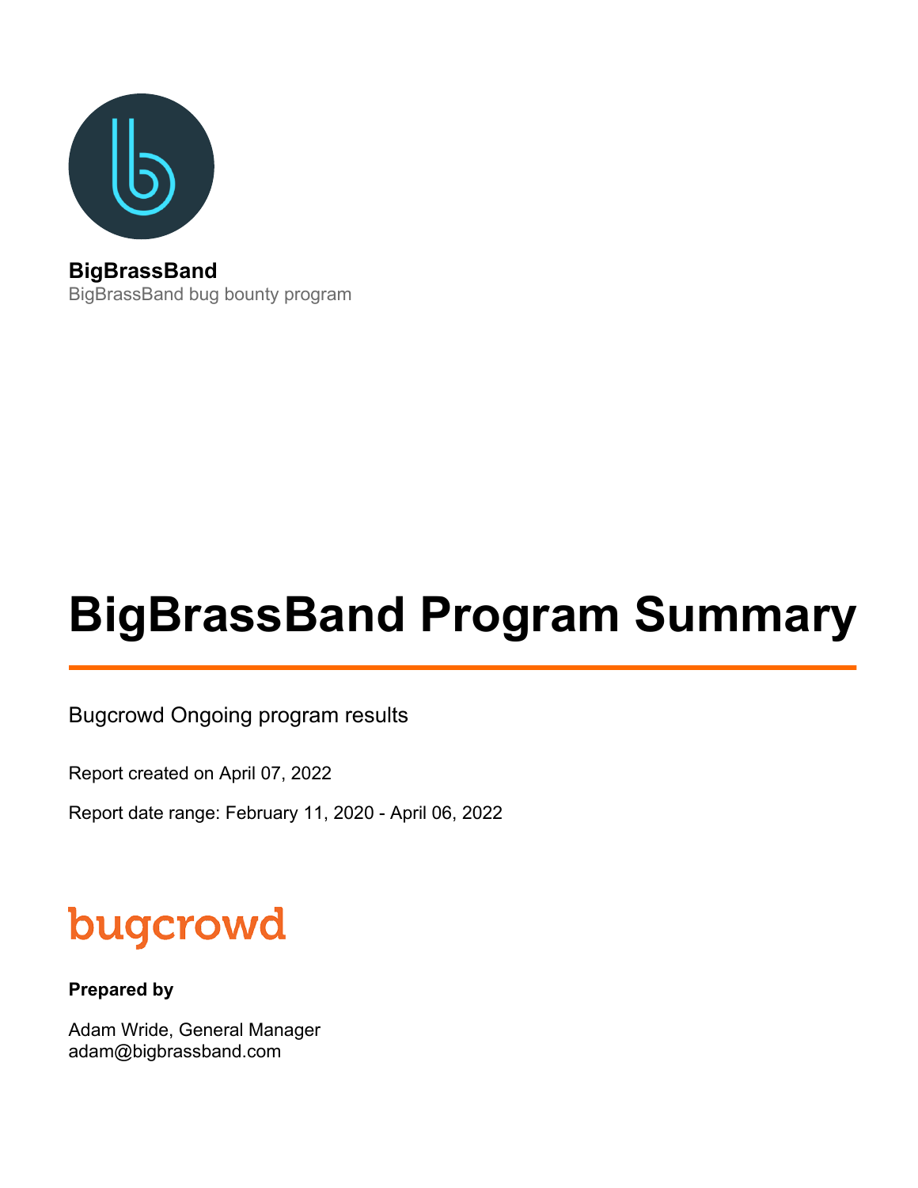**BigBrassBand**

BigBrassBand bug bounty program

# BigBrassBand Program Summary

Bugcrowd Ongoing program results

Report created on April 07, 2022

Report date range: February 11, 2020 - April 06, 2022

bugcrowd

**Prepared by**

Adam Wride, General Manager
adam@bigbrassband.com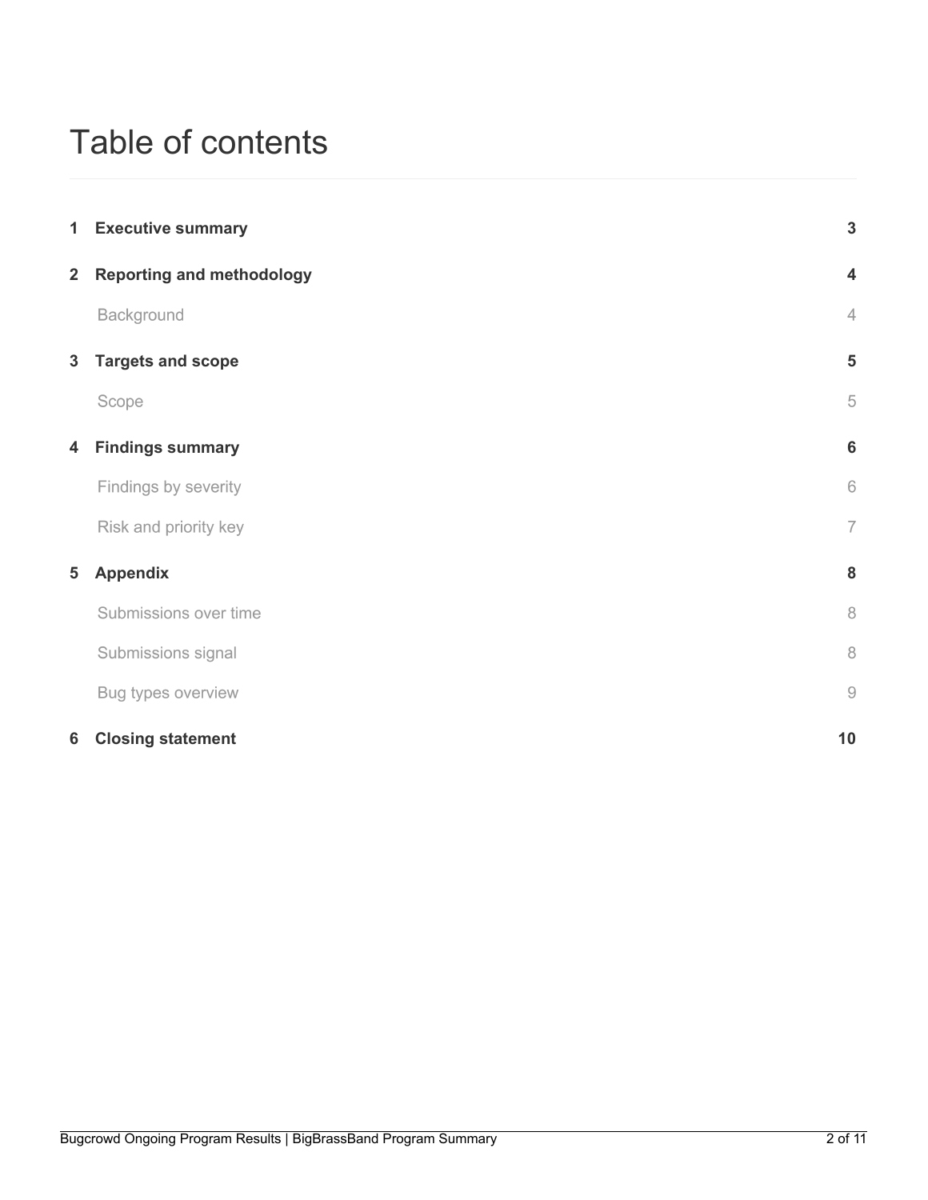# Table of contents

| | | |
|---|---|---|
| **1** | **Executive summary** | **3** |
| **2** | **Reporting and methodology** | **4** |
| | Background | 4 |
| **3** | **Targets and scope** | **5** |
| | Scope | 5 |
| **4** | **Findings summary** | **6** |
| | Findings by severity | 6 |
| | Risk and priority key | 7 |
| **5** | **Appendix** | **8** |
| | Submissions over time | 8 |
| | Submissions signal | 8 |
| | Bug types overview | 9 |
| **6** | **Closing statement** | **10** |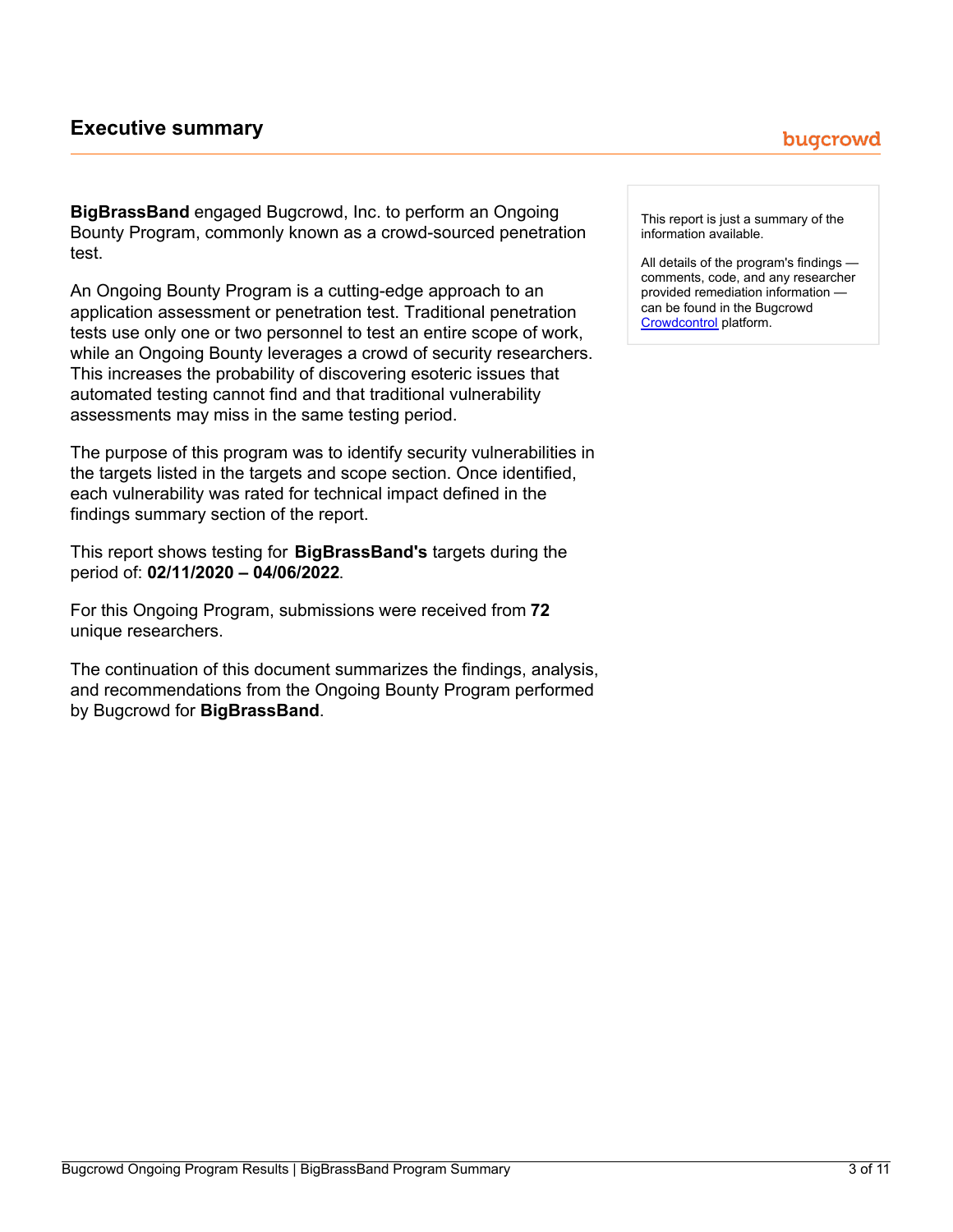## Executive summary

**BigBrassBand** engaged Bugcrowd, Inc. to perform an Ongoing Bounty Program, commonly known as a crowd-sourced penetration test.

An Ongoing Bounty Program is a cutting-edge approach to an application assessment or penetration test. Traditional penetration tests use only one or two personnel to test an entire scope of work, while an Ongoing Bounty leverages a crowd of security researchers. This increases the probability of discovering esoteric issues that automated testing cannot find and that traditional vulnerability assessments may miss in the same testing period.

The purpose of this program was to identify security vulnerabilities in the targets listed in the targets and scope section. Once identified, each vulnerability was rated for technical impact defined in the findings summary section of the report.

This report shows testing for **BigBrassBand's** targets during the period of: **02/11/2020 – 04/06/2022**.

For this Ongoing Program, submissions were received from **72** unique researchers.

The continuation of this document summarizes the findings, analysis, and recommendations from the Ongoing Bounty Program performed by Bugcrowd for **BigBrassBand**.

> This report is just a summary of the information available.
>
> All details of the program's findings — comments, code, and any researcher provided remediation information — can be found in the Bugcrowd Crowdcontrol platform.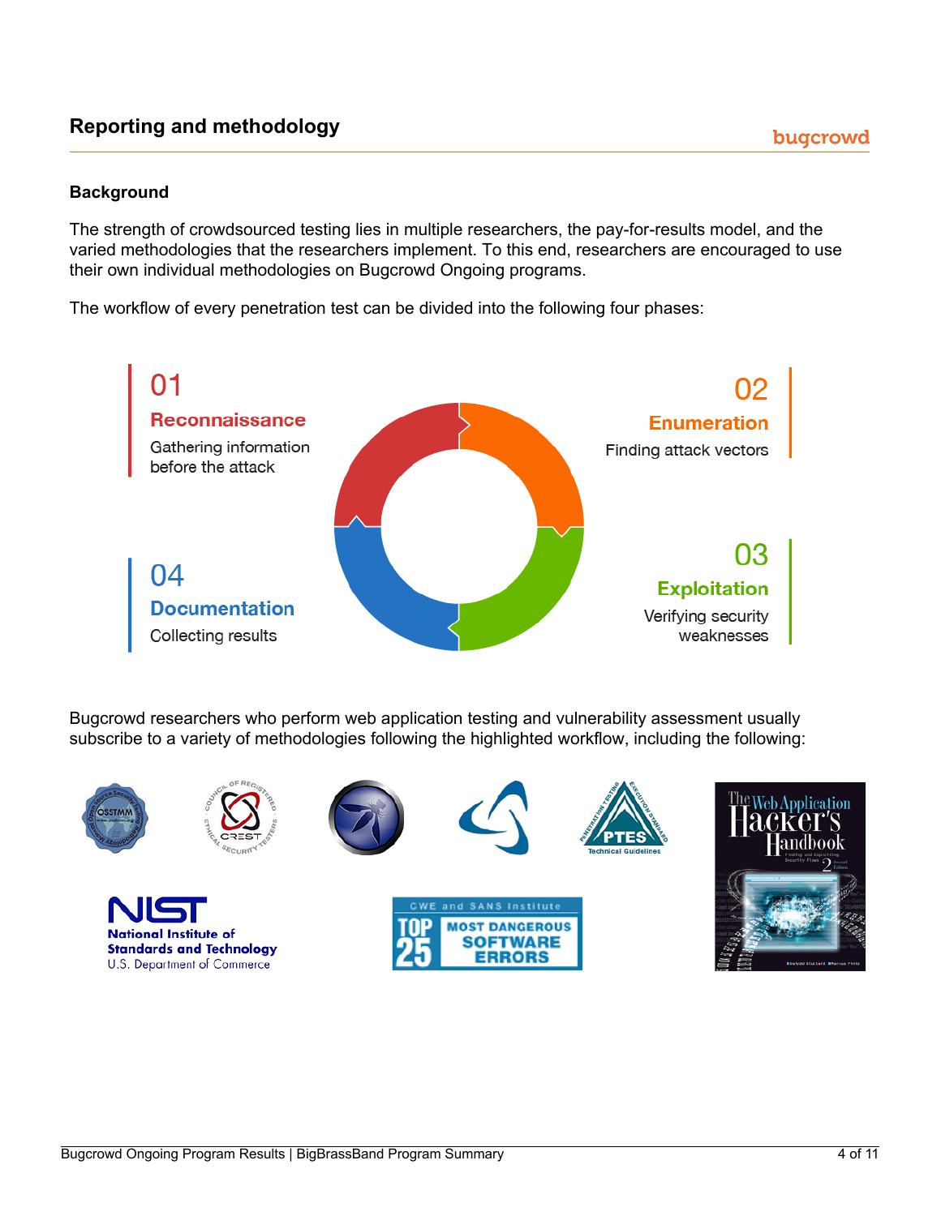## Reporting and methodology

### Background

The strength of crowdsourced testing lies in multiple researchers, the pay-for-results model, and the varied methodologies that the researchers implement. To this end, researchers are encouraged to use their own individual methodologies on Bugcrowd Ongoing programs.

The workflow of every penetration test can be divided into the following four phases:

**01 Reconnaissance**
Gathering information before the attack

**02 Enumeration**
Finding attack vectors

**03 Exploitation**
Verifying security weaknesses

**04 Documentation**
Collecting results

Bugcrowd researchers who perform web application testing and vulnerability assessment usually subscribe to a variety of methodologies following the highlighted workflow, including the following: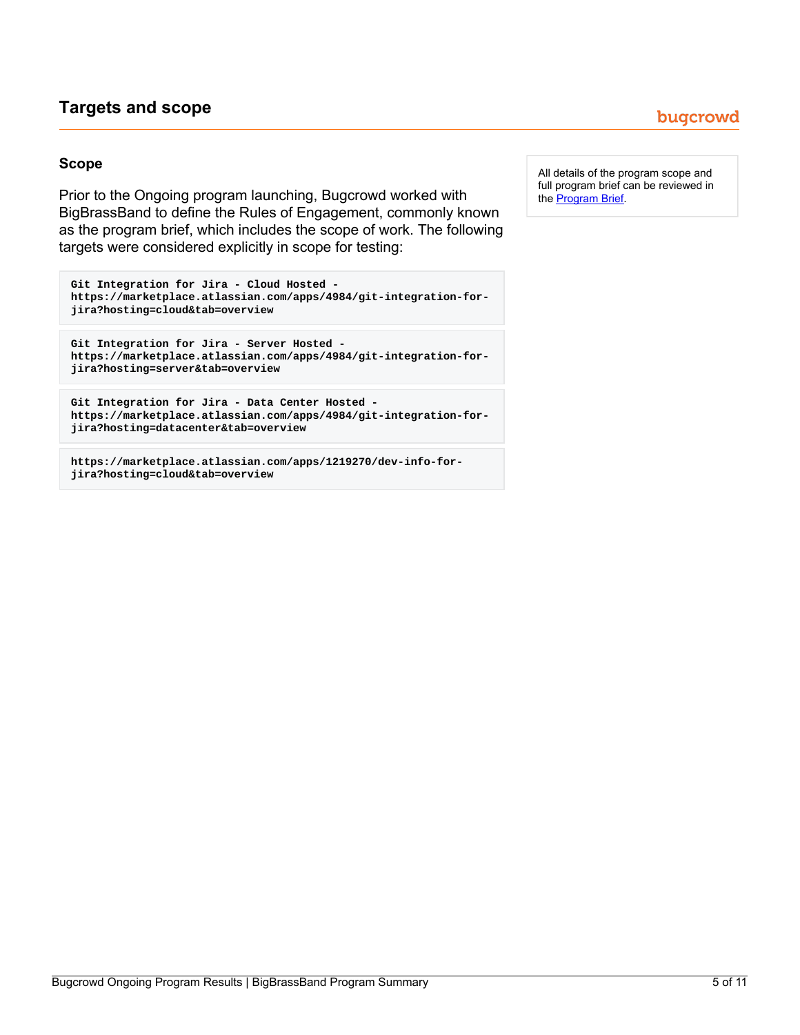## Targets and scope

### Scope

Prior to the Ongoing program launching, Bugcrowd worked with BigBrassBand to define the Rules of Engagement, commonly known as the program brief, which includes the scope of work. The following targets were considered explicitly in scope for testing:

```
Git Integration for Jira - Cloud Hosted -
https://marketplace.atlassian.com/apps/4984/git-integration-for-jira?hosting=cloud&tab=overview
```

```
Git Integration for Jira - Server Hosted -
https://marketplace.atlassian.com/apps/4984/git-integration-for-jira?hosting=server&tab=overview
```

```
Git Integration for Jira - Data Center Hosted -
https://marketplace.atlassian.com/apps/4984/git-integration-for-jira?hosting=datacenter&tab=overview
```

```
https://marketplace.atlassian.com/apps/1219270/dev-info-for-jira?hosting=cloud&tab=overview
```

All details of the program scope and full program brief can be reviewed in the Program Brief.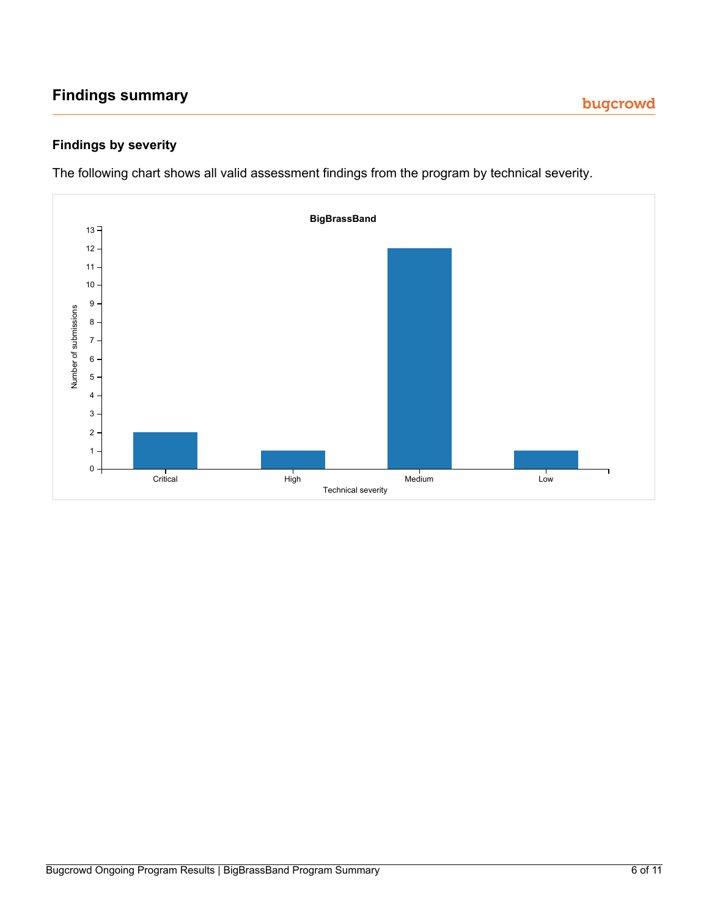## Findings summary

### Findings by severity

The following chart shows all valid assessment findings from the program by technical severity.

**BigBrassBand**

| Technical severity | Number of submissions |
| --- | --- |
| Critical | 2 |
| High | 1 |
| Medium | 12 |
| Low | 1 |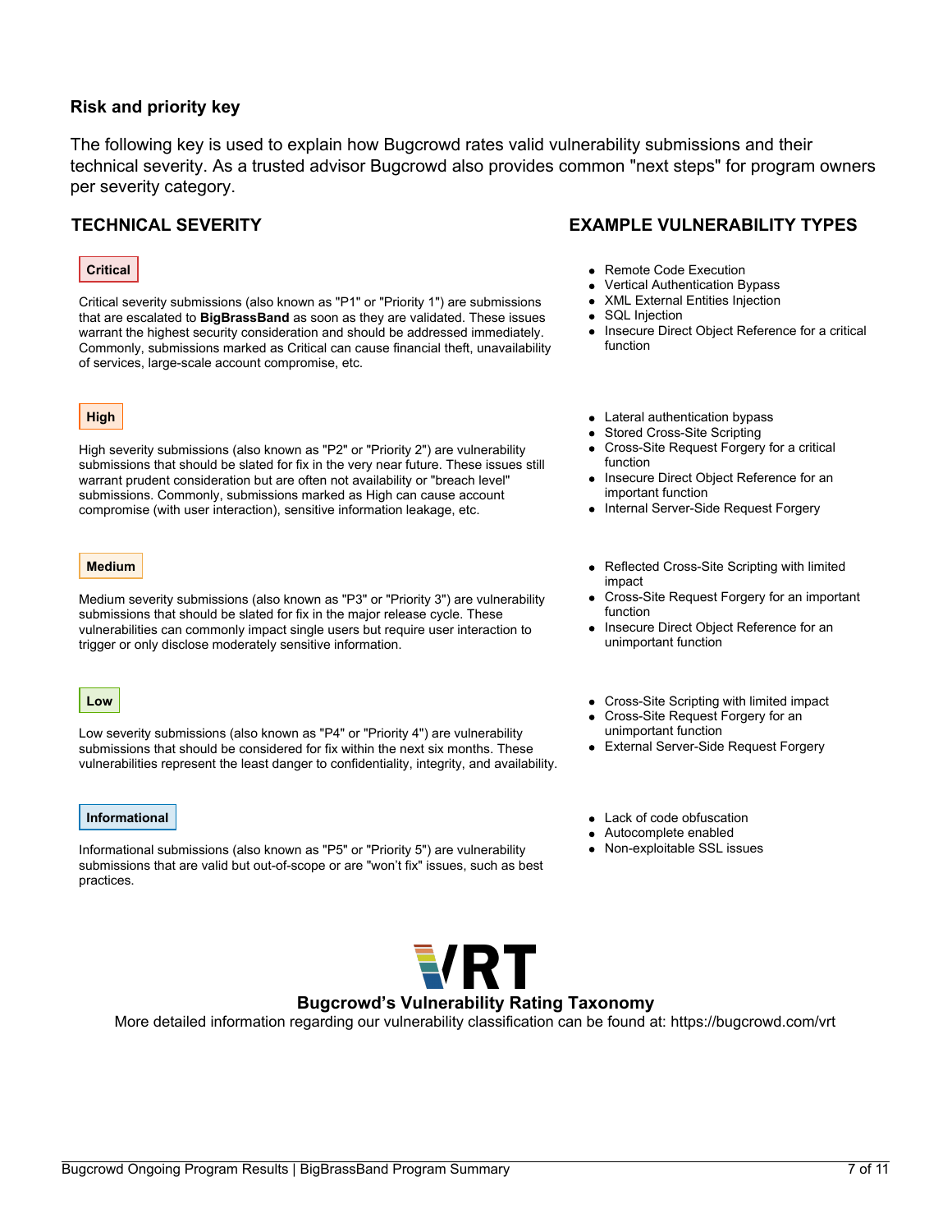## Risk and priority key

The following key is used to explain how Bugcrowd rates valid vulnerability submissions and their technical severity. As a trusted advisor Bugcrowd also provides common "next steps" for program owners per severity category.

| TECHNICAL SEVERITY | EXAMPLE VULNERABILITY TYPES |
|---|---|
| **Critical**<br><br>Critical severity submissions (also known as "P1" or "Priority 1") are submissions that are escalated to **BigBrassBand** as soon as they are validated. These issues warrant the highest security consideration and should be addressed immediately. Commonly, submissions marked as Critical can cause financial theft, unavailability of services, large-scale account compromise, etc. | • Remote Code Execution<br>• Vertical Authentication Bypass<br>• XML External Entities Injection<br>• SQL Injection<br>• Insecure Direct Object Reference for a critical function |
| **High**<br><br>High severity submissions (also known as "P2" or "Priority 2") are vulnerability submissions that should be slated for fix in the very near future. These issues still warrant prudent consideration but are often not availability or "breach level" submissions. Commonly, submissions marked as High can cause account compromise (with user interaction), sensitive information leakage, etc. | • Lateral authentication bypass<br>• Stored Cross-Site Scripting<br>• Cross-Site Request Forgery for a critical function<br>• Insecure Direct Object Reference for an important function<br>• Internal Server-Side Request Forgery |
| **Medium**<br><br>Medium severity submissions (also known as "P3" or "Priority 3") are vulnerability submissions that should be slated for fix in the major release cycle. These vulnerabilities can commonly impact single users but require user interaction to trigger or only disclose moderately sensitive information. | • Reflected Cross-Site Scripting with limited impact<br>• Cross-Site Request Forgery for an important function<br>• Insecure Direct Object Reference for an unimportant function |
| **Low**<br><br>Low severity submissions (also known as "P4" or "Priority 4") are vulnerability submissions that should be considered for fix within the next six months. These vulnerabilities represent the least danger to confidentiality, integrity, and availability. | • Cross-Site Scripting with limited impact<br>• Cross-Site Request Forgery for an unimportant function<br>• External Server-Side Request Forgery |
| **Informational**<br><br>Informational submissions (also known as "P5" or "Priority 5") are vulnerability submissions that are valid but out-of-scope or are "won't fix" issues, such as best practices. | • Lack of code obfuscation<br>• Autocomplete enabled<br>• Non-exploitable SSL issues |

VRT

**Bugcrowd's Vulnerability Rating Taxonomy**

More detailed information regarding our vulnerability classification can be found at: https://bugcrowd.com/vrt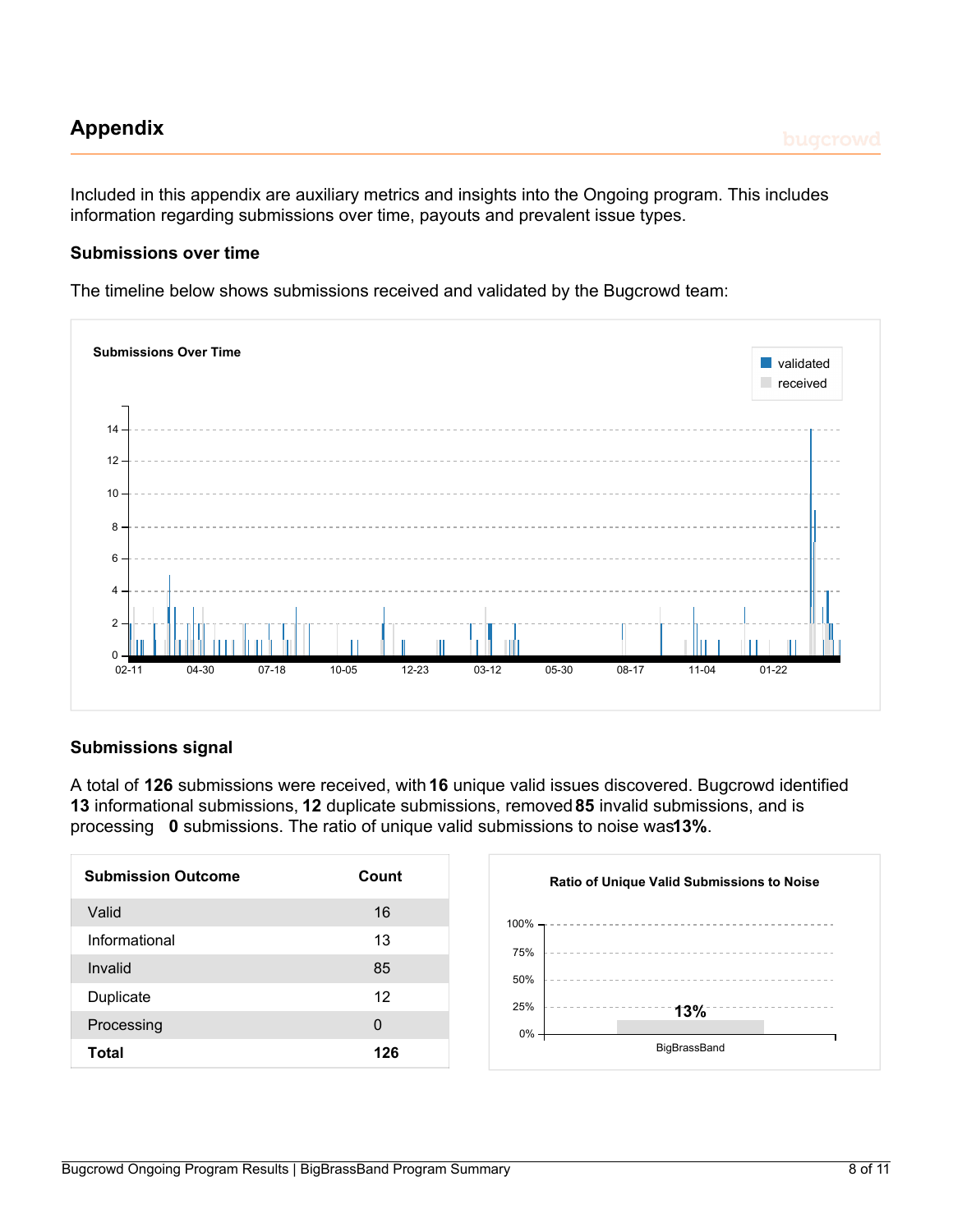## Appendix

Included in this appendix are auxiliary metrics and insights into the Ongoing program. This includes information regarding submissions over time, payouts and prevalent issue types.

### Submissions over time

The timeline below shows submissions received and validated by the Bugcrowd team:

### Submissions signal

A total of **126** submissions were received, with **16** unique valid issues discovered. Bugcrowd identified **13** informational submissions, **12** duplicate submissions, removed **85** invalid submissions, and is processing **0** submissions. The ratio of unique valid submissions to noise was **13%**.

| Submission Outcome | Count |
|---|---|
| Valid | 16 |
| Informational | 13 |
| Invalid | 85 |
| Duplicate | 12 |
| Processing | 0 |
| **Total** | **126** |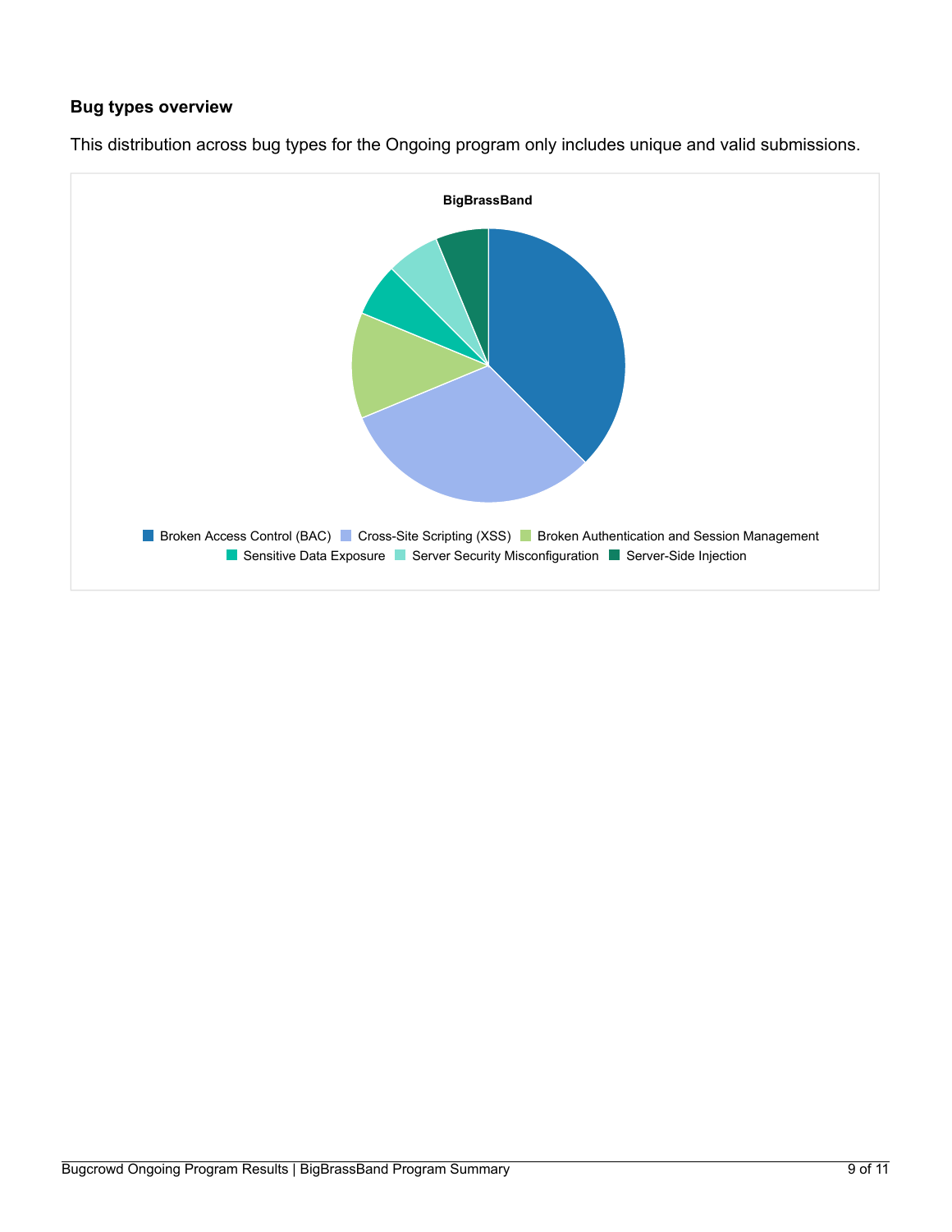### Bug types overview

This distribution across bug types for the Ongoing program only includes unique and valid submissions.

**BigBrassBand**

Broken Access Control (BAC) | Cross-Site Scripting (XSS) | Broken Authentication and Session Management | Sensitive Data Exposure | Server Security Misconfiguration | Server-Side Injection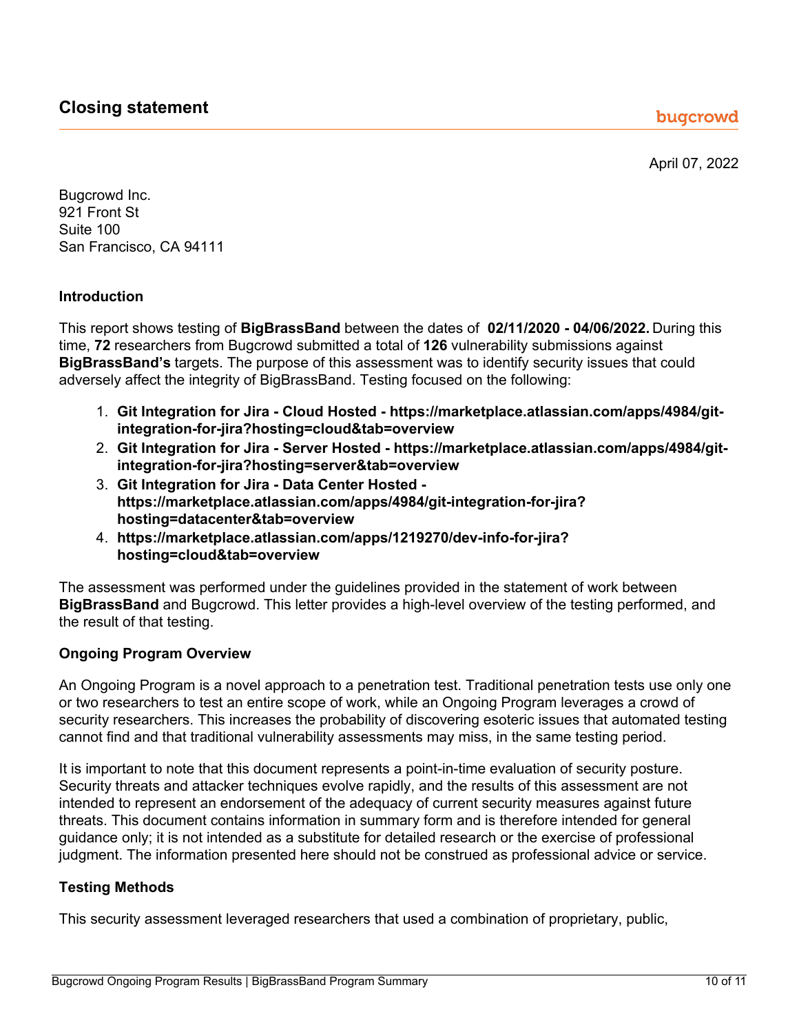## Closing statement

April 07, 2022

Bugcrowd Inc.
921 Front St
Suite 100
San Francisco, CA 94111

**Introduction**

This report shows testing of **BigBrassBand** between the dates of **02/11/2020 - 04/06/2022.** During this time, **72** researchers from Bugcrowd submitted a total of **126** vulnerability submissions against **BigBrassBand's** targets. The purpose of this assessment was to identify security issues that could adversely affect the integrity of BigBrassBand. Testing focused on the following:

1. **Git Integration for Jira - Cloud Hosted - https://marketplace.atlassian.com/apps/4984/git-integration-for-jira?hosting=cloud&tab=overview**
2. **Git Integration for Jira - Server Hosted - https://marketplace.atlassian.com/apps/4984/git-integration-for-jira?hosting=server&tab=overview**
3. **Git Integration for Jira - Data Center Hosted - https://marketplace.atlassian.com/apps/4984/git-integration-for-jira?hosting=datacenter&tab=overview**
4. **https://marketplace.atlassian.com/apps/1219270/dev-info-for-jira?hosting=cloud&tab=overview**

The assessment was performed under the guidelines provided in the statement of work between **BigBrassBand** and Bugcrowd. This letter provides a high-level overview of the testing performed, and the result of that testing.

**Ongoing Program Overview**

An Ongoing Program is a novel approach to a penetration test. Traditional penetration tests use only one or two researchers to test an entire scope of work, while an Ongoing Program leverages a crowd of security researchers. This increases the probability of discovering esoteric issues that automated testing cannot find and that traditional vulnerability assessments may miss, in the same testing period.

It is important to note that this document represents a point-in-time evaluation of security posture. Security threats and attacker techniques evolve rapidly, and the results of this assessment are not intended to represent an endorsement of the adequacy of current security measures against future threats. This document contains information in summary form and is therefore intended for general guidance only; it is not intended as a substitute for detailed research or the exercise of professional judgment. The information presented here should not be construed as professional advice or service.

**Testing Methods**

This security assessment leveraged researchers that used a combination of proprietary, public,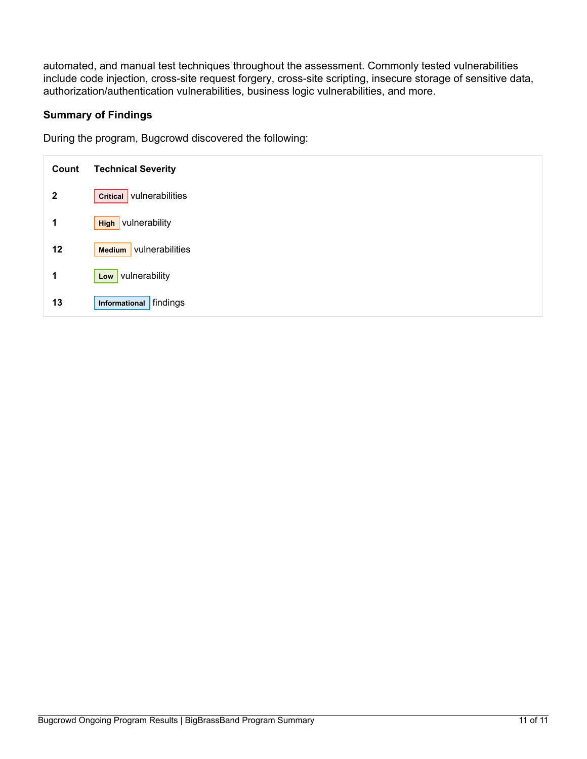automated, and manual test techniques throughout the assessment. Commonly tested vulnerabilities include code injection, cross-site request forgery, cross-site scripting, insecure storage of sensitive data, authorization/authentication vulnerabilities, business logic vulnerabilities, and more.

### Summary of Findings

During the program, Bugcrowd discovered the following:

| Count | Technical Severity |
|---|---|
| 2 | Critical vulnerabilities |
| 1 | High vulnerability |
| 12 | Medium vulnerabilities |
| 1 | Low vulnerability |
| 13 | Informational findings |